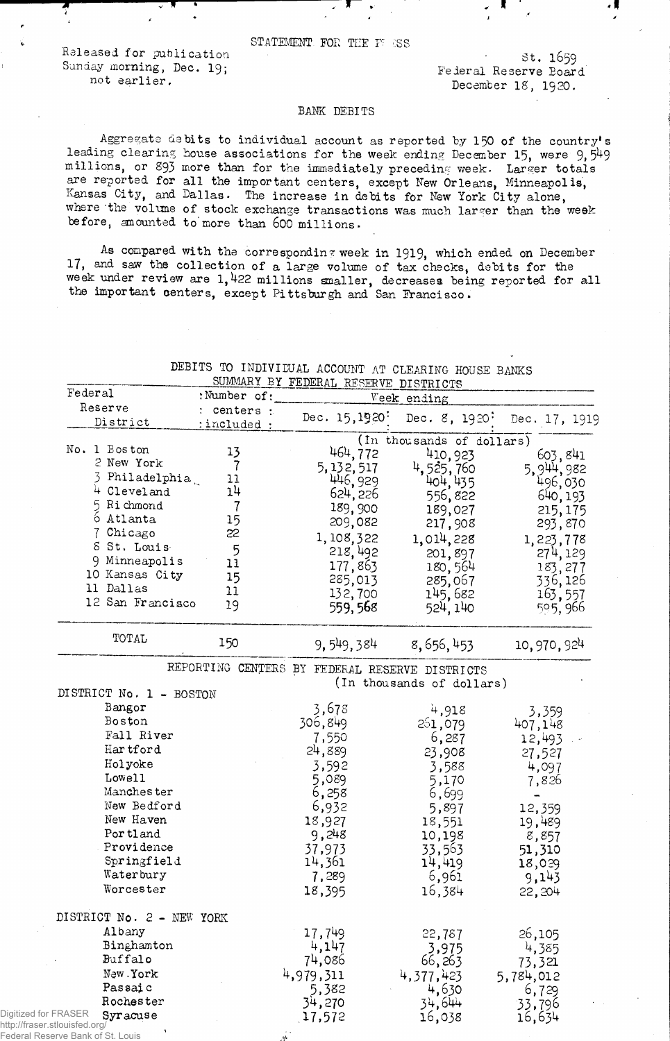STATEMENT FOR THE PRESS

Released for publication Sunday morning, Dec. 19; not earlier.

St. 1659
Federal Reserve Board
December 18, 1920.

## BANK DEBITS

Aggregate debits to individual account as reported by 150 of the country's leading clearing house associations for the week ending December 15, were 9,549 millions, or 893 more than for the immediately preceding week. Larger totals are reported for all the important centers, except New Orleans, Minneapolis, Kansas City, and Dallas. The increase in debits for New York City alone, where the volume of stock exchange transactions was much larger than the week before, amounted to more than 600 millions.

As compared with the corresponding week in 1919, which ended on December 17, and saw the collection of a large volume of tax checks, debits for the week under review are 1,422 millions smaller, decreases being reported for all the important centers, except Pittsburgh and San Francisco.

DEBITS TO INDIVIDUAL ACCOUNT AT CLEARING HOUSE BANKS
SUMMARY BY FEDERAL RESERVE DISTRICTS

| Federal Reserve District | Number of centers included | Week ending | | |
|---|---|---|---|---|
| | | Dec. 15, 1920 | Dec. 8, 1920 | Dec. 17, 1919 |
| | | (In thousands of dollars) | | |
| No. 1 Boston | 13 | 464,772 | 410,923 | 603,841 |
| 2 New York | 7 | 5,132,517 | 4,525,760 | 5,944,982 |
| 3 Philadelphia | 11 | 446,929 | 404,435 | 496,030 |
| 4 Cleveland | 14 | 624,226 | 556,822 | 640,193 |
| 5 Richmond | 7 | 189,900 | 189,027 | 215,175 |
| 6 Atlanta | 15 | 209,082 | 217,908 | 293,870 |
| 7 Chicago | 22 | 1,108,322 | 1,014,228 | 1,223,778 |
| 8 St. Louis | 5 | 218,492 | 201,897 | 274,129 |
| 9 Minneapolis | 11 | 177,863 | 180,564 | 183,277 |
| 10 Kansas City | 15 | 285,013 | 285,067 | 336,126 |
| 11 Dallas | 11 | 132,700 | 145,682 | 163,557 |
| 12 San Francisco | 19 | 559,568 | 524,140 | 595,966 |
| TOTAL | 150 | 9,549,384 | 8,656,453 | 10,970,924 |

REPORTING CENTERS BY FEDERAL RESERVE DISTRICTS
(In thousands of dollars)

| | Dec. 15, 1920 | Dec. 8, 1920 | Dec. 17, 1919 |
|---|---|---|---|
| **DISTRICT No. 1 - BOSTON** | | | |
| Bangor | 3,678 | 4,918 | 3,359 |
| Boston | 306,849 | 261,079 | 407,148 |
| Fall River | 7,550 | 6,287 | 12,493 |
| Hartford | 24,889 | 23,908 | 27,527 |
| Holyoke | 3,592 | 3,588 | 4,097 |
| Lowell | 5,089 | 5,170 | 7,826 |
| Manchester | 6,258 | 6,699 | - |
| New Bedford | 6,932 | 5,897 | 12,359 |
| New Haven | 18,927 | 18,551 | 19,489 |
| Portland | 9,248 | 10,198 | 8,857 |
| Providence | 37,973 | 33,563 | 51,310 |
| Springfield | 14,361 | 14,419 | 18,029 |
| Waterbury | 7,289 | 6,961 | 9,143 |
| Worcester | 18,395 | 16,384 | 22,204 |
| **DISTRICT No. 2 - NEW YORK** | | | |
| Albany | 17,749 | 22,787 | 26,105 |
| Binghamton | 4,147 | 3,975 | 4,385 |
| Buffalo | 74,086 | 66,263 | 73,321 |
| New York | 4,979,311 | 4,377,423 | 5,784,012 |
| Passaic | 5,382 | 4,630 | 6,729 |
| Rochester | 34,270 | 34,644 | 33,796 |
| Syracuse | 17,572 | 16,038 | 16,634 |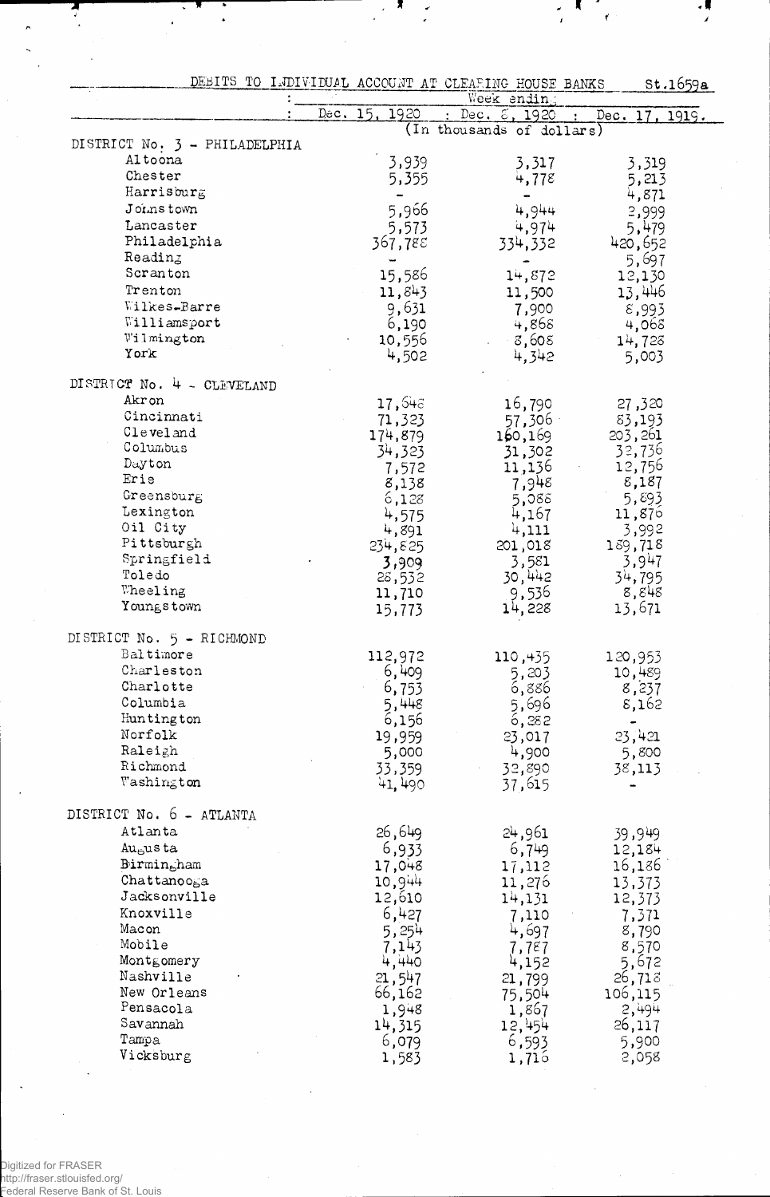DEBITS TO INDIVIDUAL ACCOUNT AT CLEARING HOUSE BANKS St.1659a

| | Week ending | | |
|---|---|---|---|
| | Dec. 15, 1920 | Dec. 8, 1920 | Dec. 17, 1919. |
| | (In thousands of dollars) | | |
| DISTRICT No. 3 - PHILADELPHIA | | | |
| Altoona | 3,939 | 3,317 | 3,319 |
| Chester | 5,355 | 4,778 | 5,213 |
| Harrisburg | - | - | 4,871 |
| Johnstown | 5,966 | 4,944 | 2,999 |
| Lancaster | 5,573 | 4,974 | 5,479 |
| Philadelphia | 367,788 | 334,332 | 420,652 |
| Reading | - | - | 5,697 |
| Scranton | 15,586 | 14,872 | 12,130 |
| Trenton | 11,843 | 11,500 | 13,446 |
| Wilkes-Barre | 9,631 | 7,900 | 8,993 |
| Williamsport | 6,190 | 4,868 | 4,068 |
| Wilmington | 10,556 | 8,608 | 14,728 |
| York | 4,502 | 4,342 | 5,003 |
| DISTRICT No. 4 - CLEVELAND | | | |
| Akron | 17,648 | 16,790 | 27,320 |
| Cincinnati | 71,323 | 57,306 | 83,193 |
| Cleveland | 174,879 | 160,169 | 203,261 |
| Columbus | 34,323 | 31,302 | 32,736 |
| Dayton | 7,572 | 11,136 | 12,756 |
| Erie | 8,138 | 7,948 | 8,187 |
| Greensburg | 6,128 | 5,088 | 5,893 |
| Lexington | 4,575 | 4,167 | 11,876 |
| Oil City | 4,891 | 4,111 | 3,992 |
| Pittsburgh | 234,825 | 201,018 | 189,718 |
| Springfield | 3,909 | 3,581 | 3,947 |
| Toledo | 28,532 | 30,442 | 34,795 |
| Wheeling | 11,710 | 9,536 | 8,848 |
| Youngstown | 15,773 | 14,228 | 13,671 |
| DISTRICT No. 5 - RICHMOND | | | |
| Baltimore | 112,972 | 110,435 | 120,953 |
| Charleston | 6,409 | 5,203 | 10,489 |
| Charlotte | 6,753 | 6,886 | 8,237 |
| Columbia | 5,448 | 5,696 | 8,162 |
| Huntington | 6,156 | 6,282 | - |
| Norfolk | 19,959 | 23,017 | 23,421 |
| Raleigh | 5,000 | 4,900 | 5,800 |
| Richmond | 33,359 | 32,890 | 38,113 |
| Washington | 41,490 | 37,615 | - |
| DISTRICT No. 6 - ATLANTA | | | |
| Atlanta | 26,649 | 24,961 | 39,949 |
| Augusta | 6,933 | 6,749 | 12,184 |
| Birmingham | 17,048 | 17,112 | 16,186 |
| Chattanooga | 10,944 | 11,276 | 13,373 |
| Jacksonville | 12,610 | 14,131 | 12,373 |
| Knoxville | 6,427 | 7,110 | 7,371 |
| Macon | 5,254 | 4,697 | 8,790 |
| Mobile | 7,143 | 7,787 | 8,570 |
| Montgomery | 4,440 | 4,152 | 5,672 |
| Nashville | 21,547 | 21,799 | 26,718 |
| New Orleans | 66,162 | 75,504 | 106,115 |
| Pensacola | 1,948 | 1,867 | 2,494 |
| Savannah | 14,315 | 12,454 | 26,117 |
| Tampa | 6,079 | 6,593 | 5,900 |
| Vicksburg | 1,583 | 1,716 | 2,058 |

Digitized for FRASER
http://fraser.stlouisfed.org/
Federal Reserve Bank of St. Louis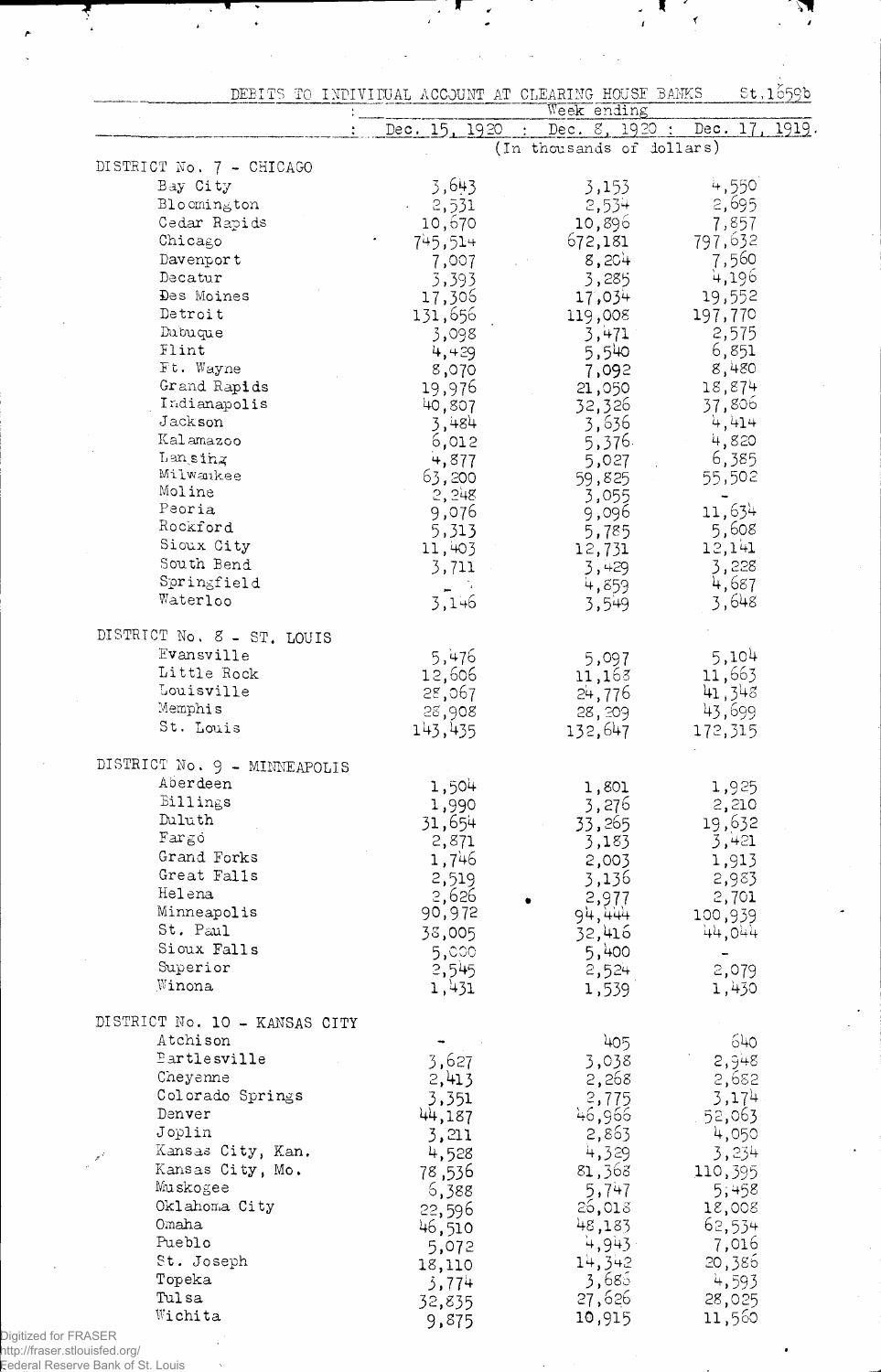DEBITS TO INDIVIDUAL ACCOUNT AT CLEARING HOUSE BANKS St.1659b

| | Week ending Dec. 15, 1920 | Dec. 8, 1920 | Dec. 17, 1919 |
|---|---|---|---|
| | (In thousands of dollars) | | |
| **DISTRICT No. 7 - CHICAGO** | | | |
| Bay City | 3,643 | 3,153 | 4,550 |
| Bloomington | 2,531 | 2,534 | 2,695 |
| Cedar Rapids | 10,670 | 10,896 | 7,857 |
| Chicago | 745,514 | 672,181 | 797,632 |
| Davenport | 7,007 | 8,204 | 7,560 |
| Decatur | 3,393 | 3,285 | 4,196 |
| Des Moines | 17,306 | 17,034 | 19,552 |
| Detroit | 131,656 | 119,008 | 197,770 |
| Dubuque | 3,098 | 3,471 | 2,575 |
| Flint | 4,429 | 5,540 | 6,851 |
| Ft. Wayne | 8,070 | 7,092 | 8,480 |
| Grand Rapids | 19,976 | 21,050 | 18,874 |
| Indianapolis | 40,807 | 32,326 | 37,806 |
| Jackson | 3,484 | 3,636 | 4,414 |
| Kalamazoo | 6,012 | 5,376 | 4,820 |
| Lansing | 4,877 | 5,027 | 6,385 |
| Milwaukee | 63,200 | 59,825 | 55,502 |
| Moline | 2,248 | 3,055 | - |
| Peoria | 9,076 | 9,096 | 11,634 |
| Rockford | 5,313 | 5,785 | 5,608 |
| Sioux City | 11,403 | 12,731 | 12,141 |
| South Bend | 3,711 | 3,429 | 3,228 |
| Springfield | - | 4,859 | 4,687 |
| Waterloo | 3,146 | 3,549 | 3,648 |
| **DISTRICT No. 8 - ST. LOUIS** | | | |
| Evansville | 5,476 | 5,097 | 5,104 |
| Little Rock | 12,606 | 11,163 | 11,663 |
| Louisville | 28,067 | 24,776 | 41,348 |
| Memphis | 28,908 | 28,209 | 43,699 |
| St. Louis | 143,435 | 132,647 | 172,315 |
| **DISTRICT No. 9 - MINNEAPOLIS** | | | |
| Aberdeen | 1,504 | 1,801 | 1,925 |
| Billings | 1,990 | 3,276 | 2,210 |
| Duluth | 31,654 | 33,265 | 19,632 |
| Fargo | 2,871 | 3,183 | 3,421 |
| Grand Forks | 1,746 | 2,003 | 1,913 |
| Great Falls | 2,519 | 3,136 | 2,983 |
| Helena | 2,626 | 2,977 | 2,701 |
| Minneapolis | 90,972 | 94,444 | 100,939 |
| St. Paul | 38,005 | 32,416 | 44,044 |
| Sioux Falls | 5,000 | 5,400 | - |
| Superior | 2,545 | 2,524 | 2,079 |
| Winona | 1,431 | 1,539 | 1,430 |
| **DISTRICT No. 10 - KANSAS CITY** | | | |
| Atchison | - | 405 | 640 |
| Bartlesville | 3,627 | 3,038 | 2,948 |
| Cheyenne | 2,413 | 2,268 | 2,682 |
| Colorado Springs | 3,351 | 2,775 | 3,174 |
| Denver | 44,187 | 46,966 | 52,063 |
| Joplin | 3,211 | 2,863 | 4,050 |
| Kansas City, Kan. | 4,528 | 4,329 | 3,234 |
| Kansas City, Mo. | 78,536 | 81,368 | 110,395 |
| Muskogee | 6,388 | 5,747 | 5,458 |
| Oklahoma City | 22,596 | 26,018 | 18,008 |
| Omaha | 46,510 | 48,183 | 62,534 |
| Pueblo | 5,072 | 4,943 | 7,016 |
| St. Joseph | 18,110 | 14,342 | 20,386 |
| Topeka | 3,774 | 3,686 | 4,593 |
| Tulsa | 32,835 | 27,626 | 28,025 |
| Wichita | 9,875 | 10,915 | 11,560 |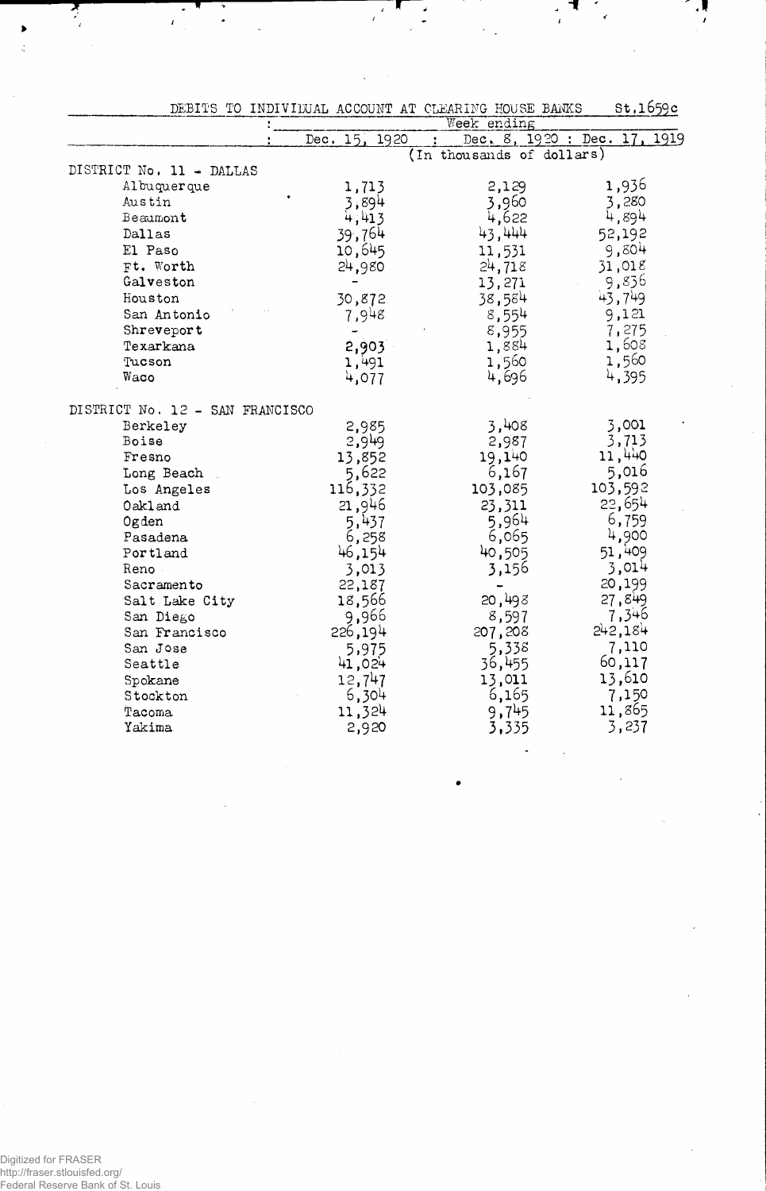DEBITS TO INDIVIDUAL ACCOUNT AT CLEARING HOUSE BANKS St.1659c

| | Week ending | | |
|---|---|---|---|
| | Dec. 15, 1920 | Dec. 8, 1920 | Dec. 17, 1919 |
| | (In thousands of dollars) | | |
| DISTRICT No. 11 - DALLAS | | | |
| Albuquerque | 1,713 | 2,129 | 1,936 |
| Austin | 3,894 | 3,960 | 3,280 |
| Beaumont | 4,413 | 4,622 | 4,894 |
| Dallas | 39,764 | 43,444 | 52,192 |
| El Paso | 10,645 | 11,531 | 9,804 |
| Ft. Worth | 24,980 | 24,718 | 31,018 |
| Galveston | - | 13,271 | 9,836 |
| Houston | 30,872 | 38,584 | 43,749 |
| San Antonio | 7,948 | 8,554 | 9,121 |
| Shreveport | - | 8,955 | 7,275 |
| Texarkana | 2,903 | 1,884 | 1,608 |
| Tucson | 1,491 | 1,560 | 1,560 |
| Waco | 4,077 | 4,696 | 4,395 |
| DISTRICT No. 12 - SAN FRANCISCO | | | |
| Berkeley | 2,985 | 3,408 | 3,001 |
| Boise | 2,949 | 2,987 | 3,713 |
| Fresno | 13,852 | 19,140 | 11,440 |
| Long Beach | 5,622 | 6,167 | 5,016 |
| Los Angeles | 116,332 | 103,085 | 103,592 |
| Oakland | 21,946 | 23,311 | 22,654 |
| Ogden | 5,437 | 5,964 | 6,759 |
| Pasadena | 6,258 | 6,065 | 4,900 |
| Portland | 46,154 | 40,505 | 51,409 |
| Reno | 3,013 | 3,156 | 3,014 |
| Sacramento | 22,187 | - | 20,199 |
| Salt Lake City | 18,566 | 20,498 | 27,849 |
| San Diego | 9,966 | 8,597 | 7,346 |
| San Francisco | 226,194 | 207,208 | 242,184 |
| San Jose | 5,975 | 5,338 | 7,110 |
| Seattle | 41,024 | 36,455 | 60,117 |
| Spokane | 12,747 | 13,011 | 13,610 |
| Stockton | 6,304 | 6,165 | 7,150 |
| Tacoma | 11,324 | 9,745 | 11,865 |
| Yakima | 2,920 | 3,335 | 3,237 |